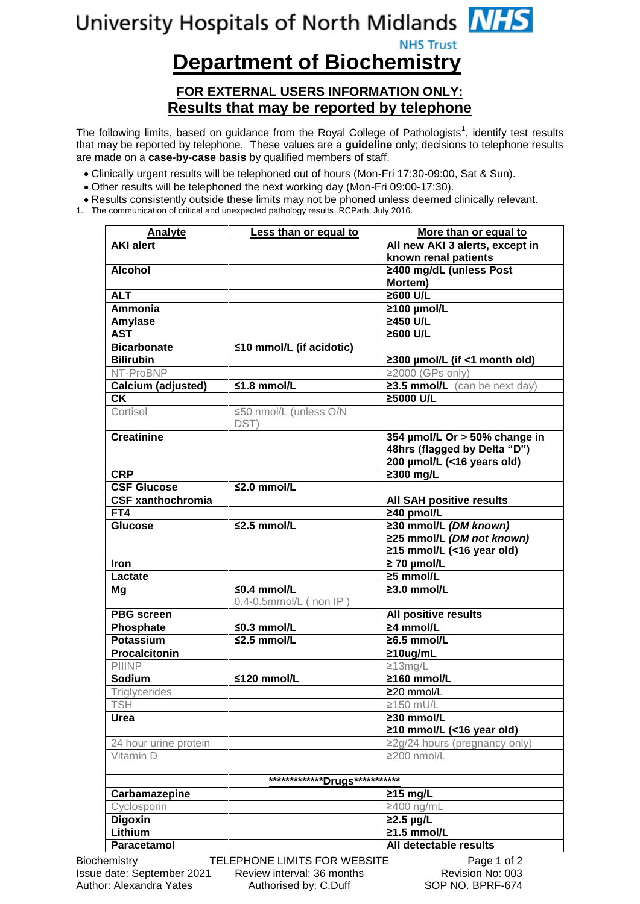University Hospitals of North Midlands NHS Trust

# Department of Biochemistry

## FOR EXTERNAL USERS INFORMATION ONLY: Results that may be reported by telephone

The following limits, based on guidance from the Royal College of Pathologists[1], identify test results that may be reported by telephone. These values are a **guideline** only; decisions to telephone results are made on a **case-by-case basis** by qualified members of staff.

- Clinically urgent results will be telephoned out of hours (Mon-Fri 17:30-09:00, Sat & Sun).
- Other results will be telephoned the next working day (Mon-Fri 09:00-17:30).
- Results consistently outside these limits may not be phoned unless deemed clinically relevant.

1. The communication of critical and unexpected pathology results, RCPath, July 2016.

| Analyte | Less than or equal to | More than or equal to |
|---|---|---|
| **AKI alert** | | **All new AKI 3 alerts, except in known renal patients** |
| **Alcohol** | | **≥400 mg/dL (unless Post Mortem)** |
| **ALT** | | **≥600 U/L** |
| **Ammonia** | | **≥100 µmol/L** |
| **Amylase** | | **≥450 U/L** |
| **AST** | | **≥600 U/L** |
| **Bicarbonate** | **≤10 mmol/L (if acidotic)** | |
| **Bilirubin** | | **≥300 µmol/L (if <1 month old)** |
| NT-ProBNP | | ≥2000 (GPs only) |
| **Calcium (adjusted)** | **≤1.8 mmol/L** | **≥3.5 mmol/L** (can be next day) |
| **CK** | | **≥5000 U/L** |
| Cortisol | ≤50 nmol/L (unless O/N DST) | |
| **Creatinine** | | **354 µmol/L Or > 50% change in 48hrs (flagged by Delta "D")<br>200 µmol/L (<16 years old)** |
| **CRP** | | **≥300 mg/L** |
| **CSF Glucose** | **≤2.0 mmol/L** | |
| **CSF xanthochromia** | | **All SAH positive results** |
| **FT4** | | **≥40 pmol/L** |
| **Glucose** | **≤2.5 mmol/L** | **≥30 mmol/L *(DM known)*<br>≥25 mmol/L *(DM not known)*<br>≥15 mmol/L (<16 year old)** |
| **Iron** | | **≥ 70 µmol/L** |
| **Lactate** | | **≥5 mmol/L** |
| **Mg** | **≤0.4 mmol/L**<br>0.4-0.5mmol/L ( non IP ) | **≥3.0 mmol/L** |
| **PBG screen** | | **All positive results** |
| **Phosphate** | **≤0.3 mmol/L** | **≥4 mmol/L** |
| **Potassium** | **≤2.5 mmol/L** | **≥6.5 mmol/L** |
| **Procalcitonin** | | **≥10ug/mL** |
| PIIINP | | ≥13mg/L |
| **Sodium** | **≤120 mmol/L** | **≥160 mmol/L** |
| Triglycerides | | ≥20 mmol/L |
| TSH | | ≥150 mU/L |
| **Urea** | | **≥30 mmol/L<br>≥10 mmol/L (<16 year old)** |
| 24 hour urine protein | | ≥2g/24 hours (pregnancy only) |
| Vitamin D | | ≥200 nmol/L |
| *************Drugs*********** | | |
| **Carbamazepine** | | **≥15 mg/L** |
| Cyclosporin | | ≥400 ng/mL |
| **Digoxin** | | **≥2.5 µg/L** |
| **Lithium** | | **≥1.5 mmol/L** |
| **Paracetamol** | | **All detectable results** |

Biochemistry — TELEPHONE LIMITS FOR WEBSITE
Issue date: September 2021 — Review interval: 36 months — Revision No: 003
Author: Alexandra Yates — Authorised by: C.Duff — SOP NO. BPRF-674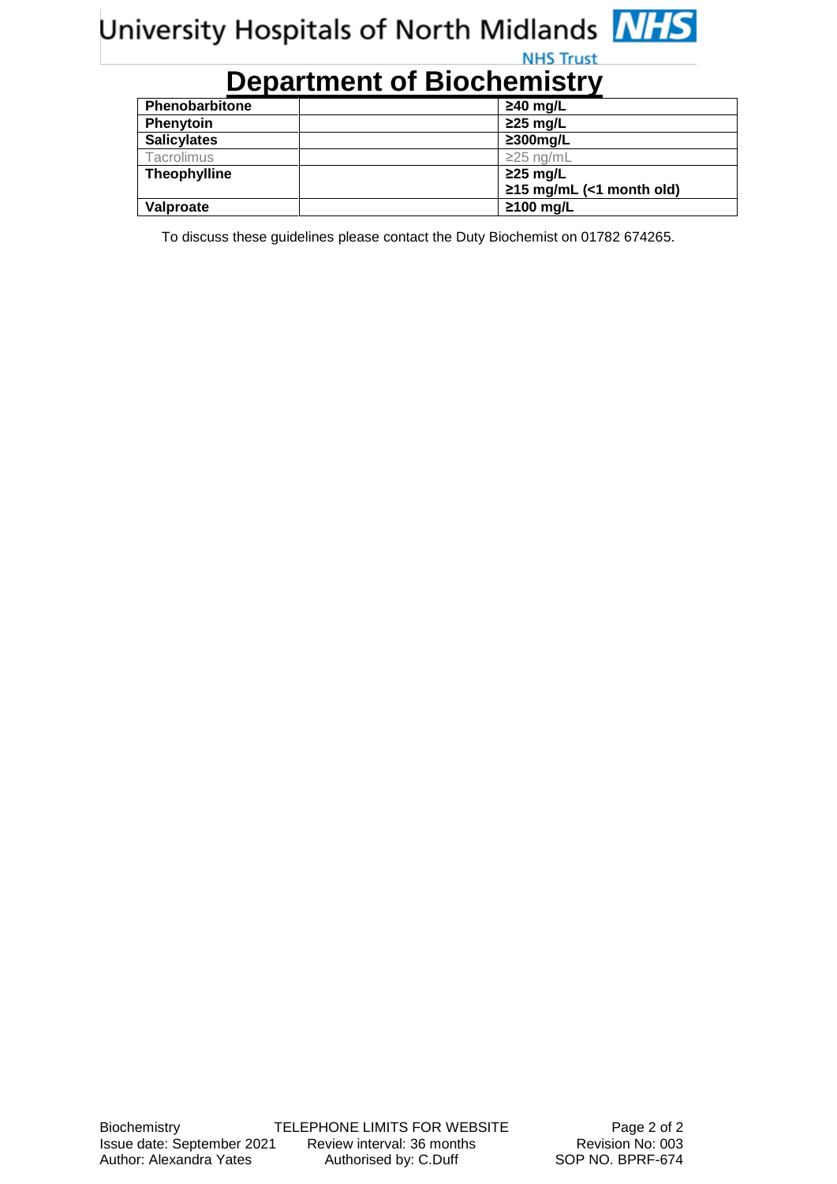# Department of Biochemistry

| | | |
|---|---|---|
| **Phenobarbitone** | | **≥40 mg/L** |
| **Phenytoin** | | **≥25 mg/L** |
| **Salicylates** | | **≥300mg/L** |
| Tacrolimus | | ≥25 ng/mL |
| **Theophylline** | | **≥25 mg/L**<br>**≥15 mg/mL (<1 month old)** |
| **Valproate** | | **≥100 mg/L** |

To discuss these guidelines please contact the Duty Biochemist on 01782 674265.